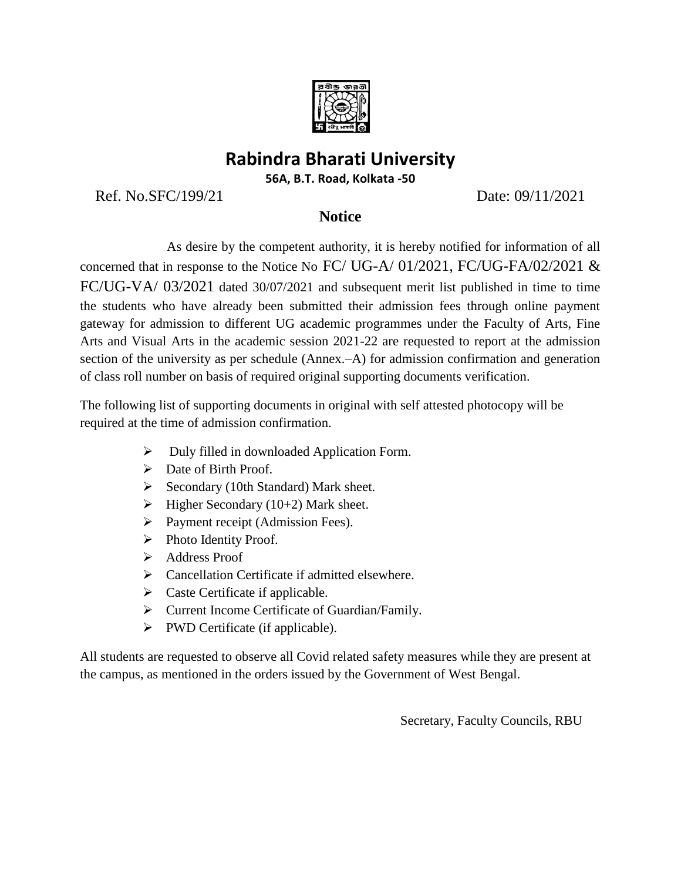# Rabindra Bharati University

**56A, B.T. Road, Kolkata -50**

Ref. No.SFC/199/21 Date: 09/11/2021

## Notice

As desire by the competent authority, it is hereby notified for information of all concerned that in response to the Notice No FC/ UG-A/ 01/2021, FC/UG-FA/02/2021 & FC/UG-VA/ 03/2021 dated 30/07/2021 and subsequent merit list published in time to time the students who have already been submitted their admission fees through online payment gateway for admission to different UG academic programmes under the Faculty of Arts, Fine Arts and Visual Arts in the academic session 2021-22 are requested to report at the admission section of the university as per schedule (Annex.–A) for admission confirmation and generation of class roll number on basis of required original supporting documents verification.

The following list of supporting documents in original with self attested photocopy will be required at the time of admission confirmation.

- Duly filled in downloaded Application Form.
- Date of Birth Proof.
- Secondary (10th Standard) Mark sheet.
- Higher Secondary (10+2) Mark sheet.
- Payment receipt (Admission Fees).
- Photo Identity Proof.
- Address Proof
- Cancellation Certificate if admitted elsewhere.
- Caste Certificate if applicable.
- Current Income Certificate of Guardian/Family.
- PWD Certificate (if applicable).

All students are requested to observe all Covid related safety measures while they are present at the campus, as mentioned in the orders issued by the Government of West Bengal.

Secretary, Faculty Councils, RBU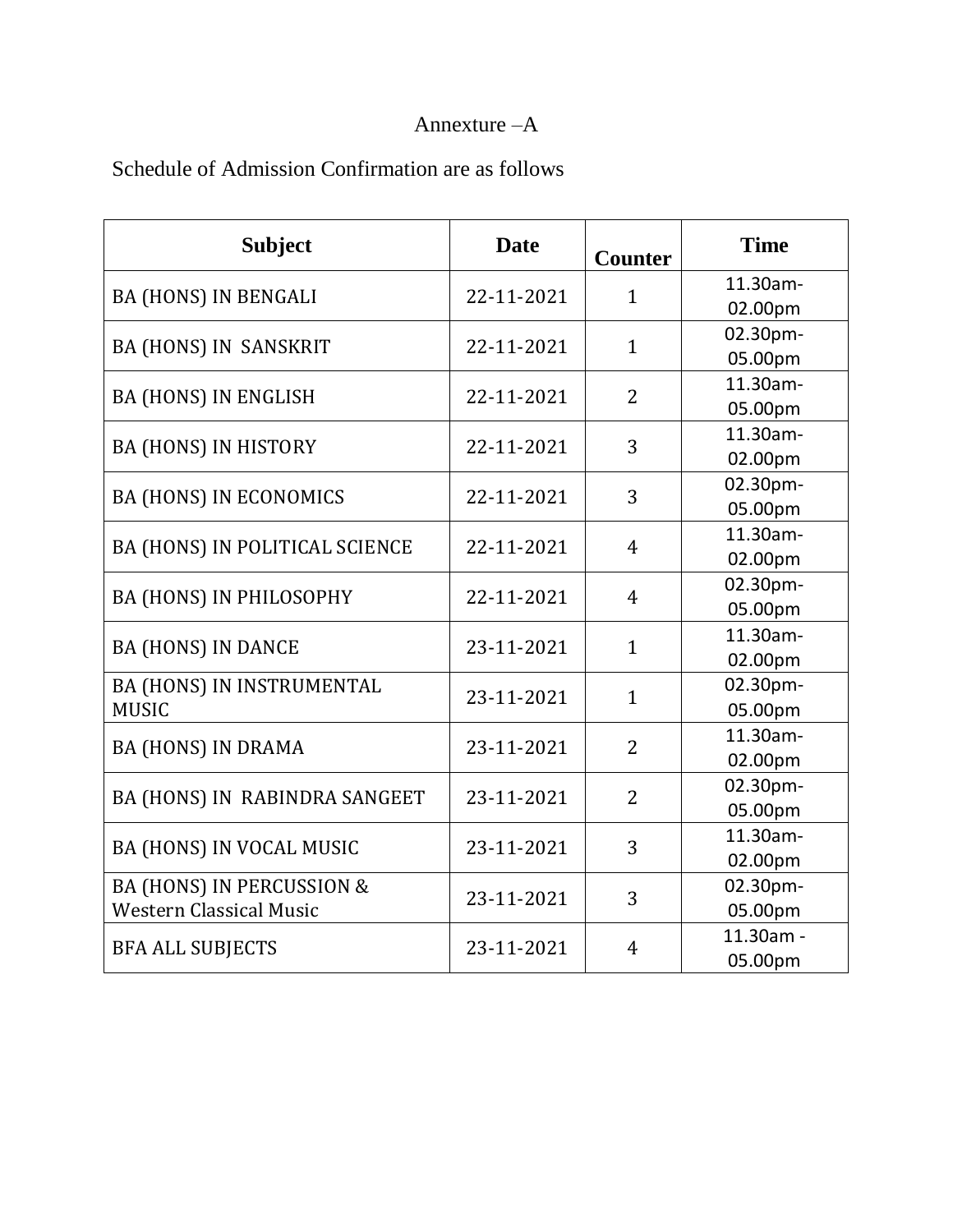Annexture –A

Schedule of Admission Confirmation are as follows

| Subject | Date | Counter | Time |
|---|---|---|---|
| BA (HONS) IN BENGALI | 22-11-2021 | 1 | 11.30am-02.00pm |
| BA (HONS) IN SANSKRIT | 22-11-2021 | 1 | 02.30pm-05.00pm |
| BA (HONS) IN ENGLISH | 22-11-2021 | 2 | 11.30am-05.00pm |
| BA (HONS) IN HISTORY | 22-11-2021 | 3 | 11.30am-02.00pm |
| BA (HONS) IN ECONOMICS | 22-11-2021 | 3 | 02.30pm-05.00pm |
| BA (HONS) IN POLITICAL SCIENCE | 22-11-2021 | 4 | 11.30am-02.00pm |
| BA (HONS) IN PHILOSOPHY | 22-11-2021 | 4 | 02.30pm-05.00pm |
| BA (HONS) IN DANCE | 23-11-2021 | 1 | 11.30am-02.00pm |
| BA (HONS) IN INSTRUMENTAL MUSIC | 23-11-2021 | 1 | 02.30pm-05.00pm |
| BA (HONS) IN DRAMA | 23-11-2021 | 2 | 11.30am-02.00pm |
| BA (HONS) IN RABINDRA SANGEET | 23-11-2021 | 2 | 02.30pm-05.00pm |
| BA (HONS) IN VOCAL MUSIC | 23-11-2021 | 3 | 11.30am-02.00pm |
| BA (HONS) IN PERCUSSION & Western Classical Music | 23-11-2021 | 3 | 02.30pm-05.00pm |
| BFA ALL SUBJECTS | 23-11-2021 | 4 | 11.30am - 05.00pm |